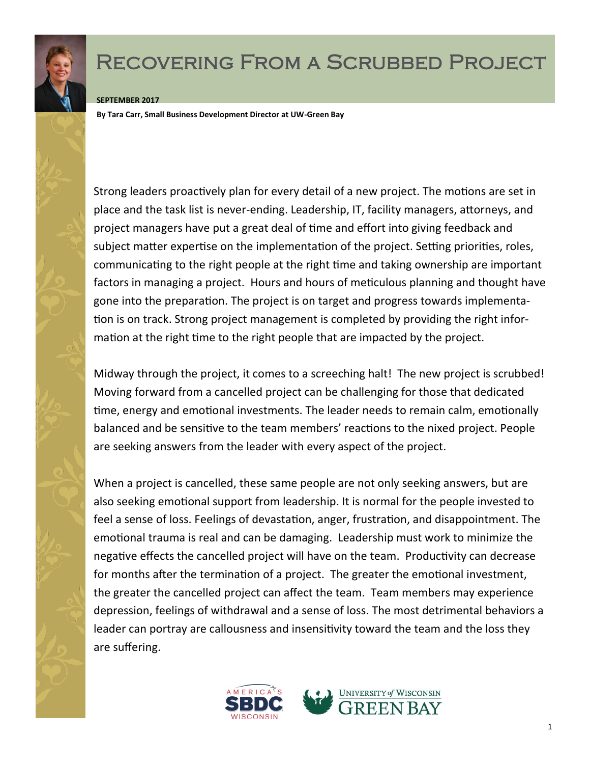# Recovering From a Scrubbed Project

**SEPTEMBER 2017**

**By Tara Carr, Small Business Development Director at UW-Green Bay**

Strong leaders proactively plan for every detail of a new project. The motions are set in place and the task list is never-ending. Leadership, IT, facility managers, attorneys, and project managers have put a great deal of time and effort into giving feedback and subject matter expertise on the implementation of the project. Setting priorities, roles, communicating to the right people at the right time and taking ownership are important factors in managing a project. Hours and hours of meticulous planning and thought have gone into the preparation. The project is on target and progress towards implementation is on track. Strong project management is completed by providing the right information at the right time to the right people that are impacted by the project.

Midway through the project, it comes to a screeching halt! The new project is scrubbed! Moving forward from a cancelled project can be challenging for those that dedicated time, energy and emotional investments. The leader needs to remain calm, emotionally balanced and be sensitive to the team members' reactions to the nixed project. People are seeking answers from the leader with every aspect of the project.

When a project is cancelled, these same people are not only seeking answers, but are also seeking emotional support from leadership. It is normal for the people invested to feel a sense of loss. Feelings of devastation, anger, frustration, and disappointment. The emotional trauma is real and can be damaging. Leadership must work to minimize the negative effects the cancelled project will have on the team. Productivity can decrease for months after the termination of a project. The greater the emotional investment, the greater the cancelled project can affect the team. Team members may experience depression, feelings of withdrawal and a sense of loss. The most detrimental behaviors a leader can portray are callousness and insensitivity toward the team and the loss they are suffering.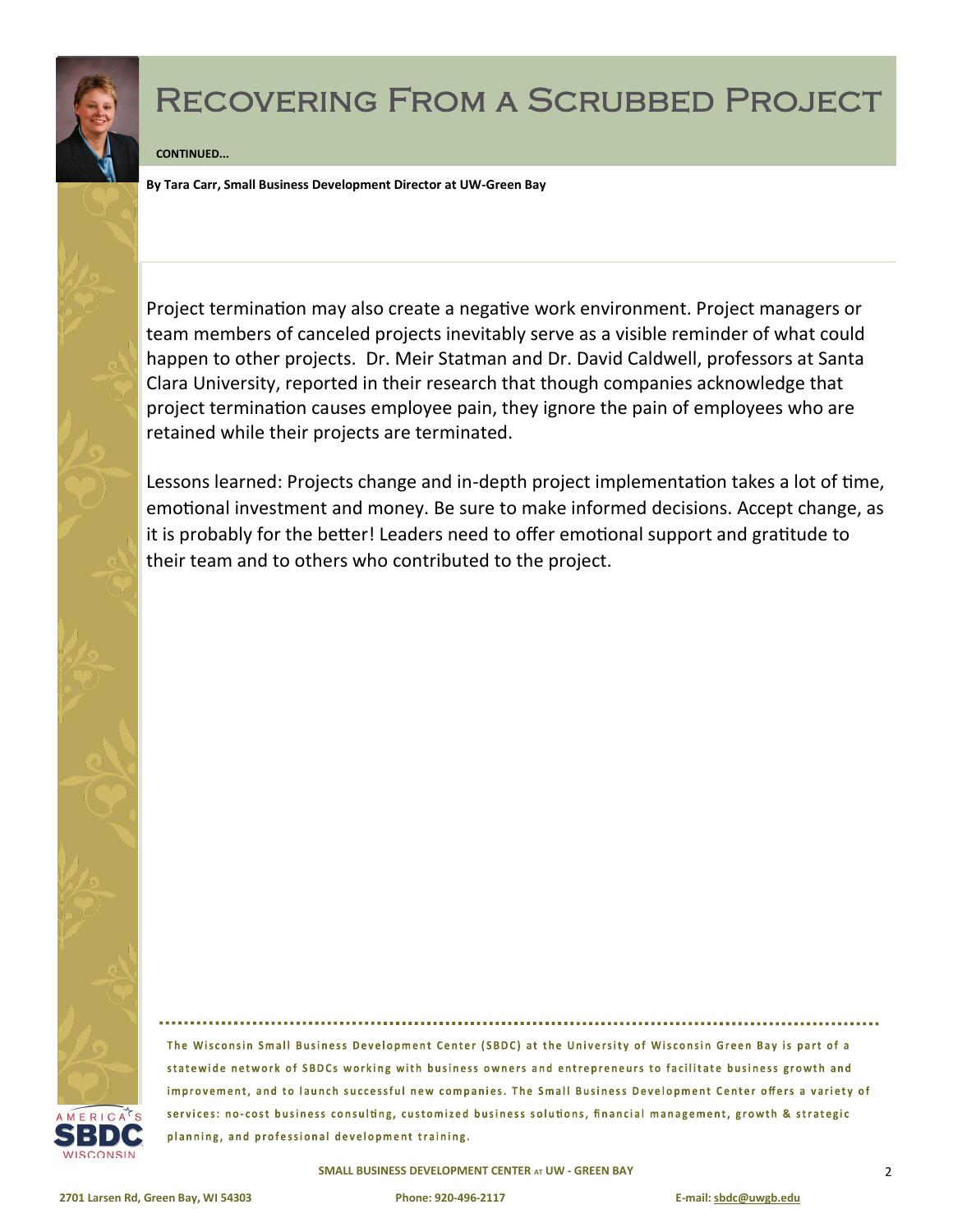# Recovering From a Scrubbed Project

**CONTINUED...**

**By Tara Carr, Small Business Development Director at UW-Green Bay**

Project termination may also create a negative work environment. Project managers or team members of canceled projects inevitably serve as a visible reminder of what could happen to other projects. Dr. Meir Statman and Dr. David Caldwell, professors at Santa Clara University, reported in their research that though companies acknowledge that project termination causes employee pain, they ignore the pain of employees who are retained while their projects are terminated.

Lessons learned: Projects change and in-depth project implementation takes a lot of time, emotional investment and money. Be sure to make informed decisions. Accept change, as it is probably for the better! Leaders need to offer emotional support and gratitude to their team and to others who contributed to the project.

The Wisconsin Small Business Development Center (SBDC) at the University of Wisconsin Green Bay is part of a statewide network of SBDCs working with business owners and entrepreneurs to facilitate business growth and improvement, and to launch successful new companies. The Small Business Development Center offers a variety of services: no-cost business consulting, customized business solutions, financial management, growth & strategic planning, and professional development training.

**SMALL BUSINESS DEVELOPMENT CENTER AT UW - GREEN BAY**

**2701 Larsen Rd, Green Bay, WI 54303** **Phone: 920-496-2117** **E-mail: sbdc@uwgb.edu**